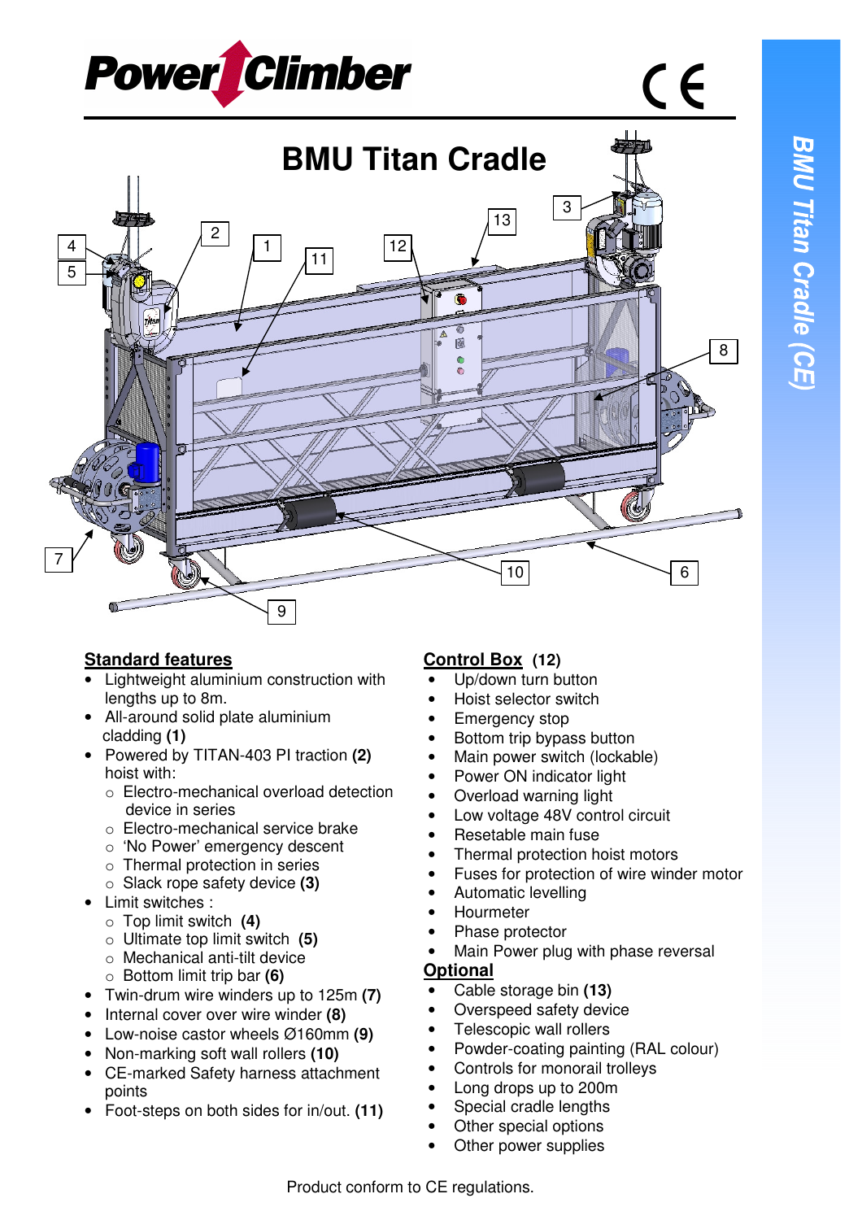# BMU Titan Cradle

## Standard features

- Lightweight aluminium construction with lengths up to 8m.
- All-around solid plate aluminium cladding **(1)**
- Powered by TITAN-403 PI traction **(2)** hoist with:
  - Electro-mechanical overload detection device in series
  - Electro-mechanical service brake
  - 'No Power' emergency descent
  - Thermal protection in series
  - Slack rope safety device **(3)**
- Limit switches :
  - Top limit switch **(4)**
  - Ultimate top limit switch **(5)**
  - Mechanical anti-tilt device
  - Bottom limit trip bar **(6)**
- Twin-drum wire winders up to 125m **(7)**
- Internal cover over wire winder **(8)**
- Low-noise castor wheels Ø160mm **(9)**
- Non-marking soft wall rollers **(10)**
- CE-marked Safety harness attachment points
- Foot-steps on both sides for in/out. **(11)**

## Control Box (12)

- Up/down turn button
- Hoist selector switch
- Emergency stop
- Bottom trip bypass button
- Main power switch (lockable)
- Power ON indicator light
- Overload warning light
- Low voltage 48V control circuit
- Resetable main fuse
- Thermal protection hoist motors
- Fuses for protection of wire winder motor
- Automatic levelling
- Hourmeter
- Phase protector
- Main Power plug with phase reversal

## Optional

- Cable storage bin **(13)**
- Overspeed safety device
- Telescopic wall rollers
- Powder-coating painting (RAL colour)
- Controls for monorail trolleys
- Long drops up to 200m
- Special cradle lengths
- Other special options
- Other power supplies

Product conform to CE regulations.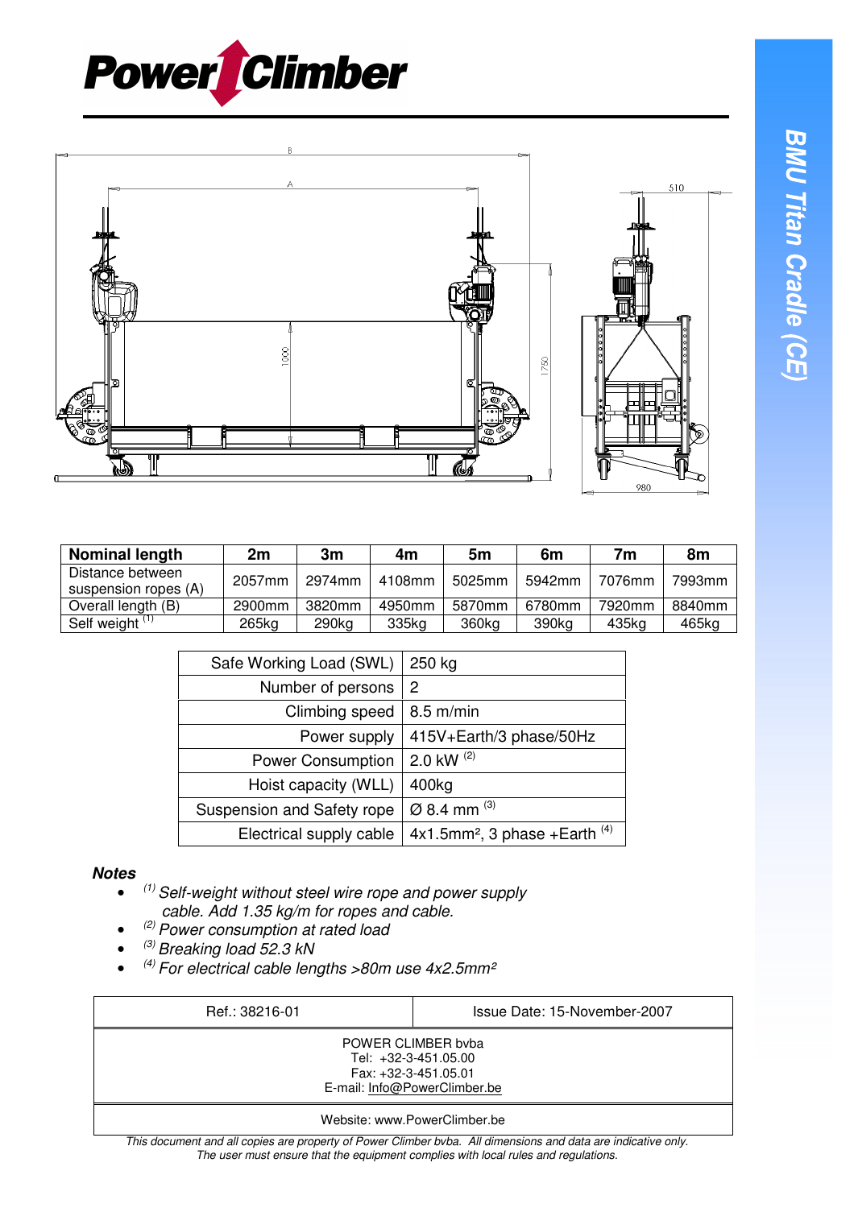# Power Climber

**BMU Titan Cradle (CE)**

B

A

1000

1750

510

980

| Nominal length | 2m | 3m | 4m | 5m | 6m | 7m | 8m |
|---|---|---|---|---|---|---|---|
| Distance between suspension ropes (A) | 2057mm | 2974mm | 4108mm | 5025mm | 5942mm | 7076mm | 7993mm |
| Overall length (B) | 2900mm | 3820mm | 4950mm | 5870mm | 6780mm | 7920mm | 8840mm |
| Self weight [(1)] | 265kg | 290kg | 335kg | 360kg | 390kg | 435kg | 465kg |

| | |
|---|---|
| Safe Working Load (SWL) | 250 kg |
| Number of persons | 2 |
| Climbing speed | 8.5 m/min |
| Power supply | 415V+Earth/3 phase/50Hz |
| Power Consumption | 2.0 kW [(2)] |
| Hoist capacity (WLL) | 400kg |
| Suspension and Safety rope | Ø 8.4 mm [(3)] |
| Electrical supply cable | 4x1.5mm², 3 phase +Earth [(4)] |

***Notes***

- *[(1)] Self-weight without steel wire rope and power supply cable. Add 1.35 kg/m for ropes and cable.*
- *[(2)] Power consumption at rated load*
- *[(3)] Breaking load 52.3 kN*
- *[(4)] For electrical cable lengths >80m use 4x2.5mm²*

| Ref.: 38216-01 | Issue Date: 15-November-2007 |
|---|---|
| POWER CLIMBER bvba<br>Tel: +32-3-451.05.00<br>Fax: +32-3-451.05.01<br>E-mail: Info@PowerClimber.be | |
| Website: www.PowerClimber.be | |

*This document and all copies are property of Power Climber bvba. All dimensions and data are indicative only. The user must ensure that the equipment complies with local rules and regulations.*